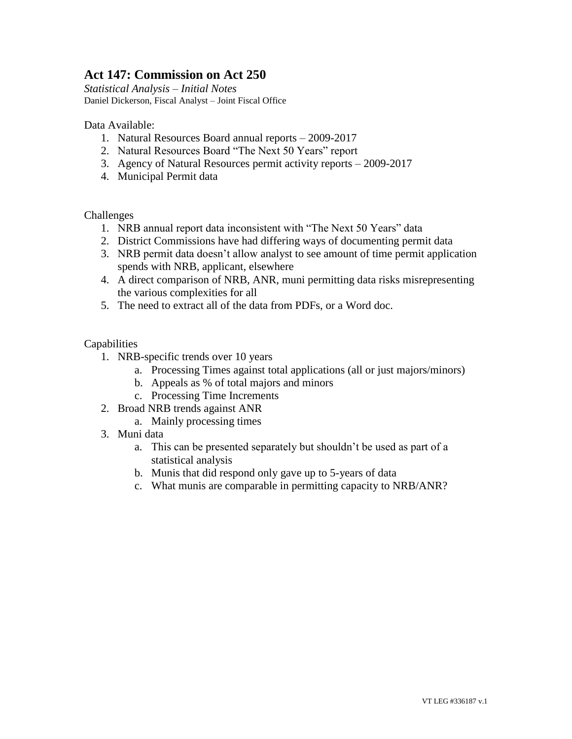## Act 147: Commission on Act 250

*Statistical Analysis – Initial Notes*
Daniel Dickerson, Fiscal Analyst – Joint Fiscal Office

Data Available:

1. Natural Resources Board annual reports – 2009-2017
2. Natural Resources Board "The Next 50 Years" report
3. Agency of Natural Resources permit activity reports – 2009-2017
4. Municipal Permit data

Challenges

1. NRB annual report data inconsistent with "The Next 50 Years" data
2. District Commissions have had differing ways of documenting permit data
3. NRB permit data doesn't allow analyst to see amount of time permit application spends with NRB, applicant, elsewhere
4. A direct comparison of NRB, ANR, muni permitting data risks misrepresenting the various complexities for all
5. The need to extract all of the data from PDFs, or a Word doc.

Capabilities

1. NRB-specific trends over 10 years
   a. Processing Times against total applications (all or just majors/minors)
   b. Appeals as % of total majors and minors
   c. Processing Time Increments
2. Broad NRB trends against ANR
   a. Mainly processing times
3. Muni data
   a. This can be presented separately but shouldn't be used as part of a statistical analysis
   b. Munis that did respond only gave up to 5-years of data
   c. What munis are comparable in permitting capacity to NRB/ANR?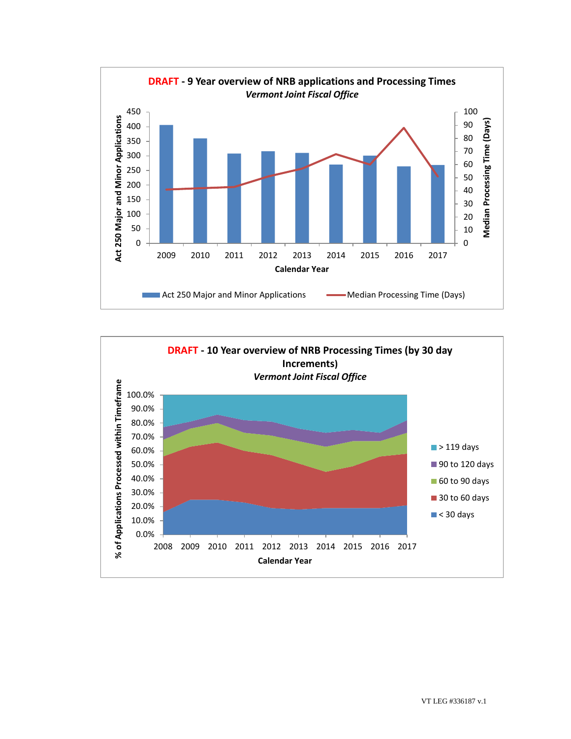**DRAFT** - 9 Year overview of NRB applications and Processing Times

*Vermont Joint Fiscal Office*

Act 250 Major and Minor Applications

450
400
350
300
250
200
150
100
50
0

Median Processing Time (Days)

100
90
80
70
60
50
40
30
20
10
0

2009 2010 2011 2012 2013 2014 2015 2016 2017

Calendar Year

Act 250 Major and Minor Applications
Median Processing Time (Days)

**DRAFT** - 10 Year overview of NRB Processing Times (by 30 day Increments)

*Vermont Joint Fiscal Office*

% of Applications Processed within Timeframe

100.0%
90.0%
80.0%
70.0%
60.0%
50.0%
40.0%
30.0%
20.0%
10.0%
0.0%

2008 2009 2010 2011 2012 2013 2014 2015 2016 2017

Calendar Year

> 119 days
90 to 120 days
60 to 90 days
30 to 60 days
< 30 days

VT LEG #336187 v.1